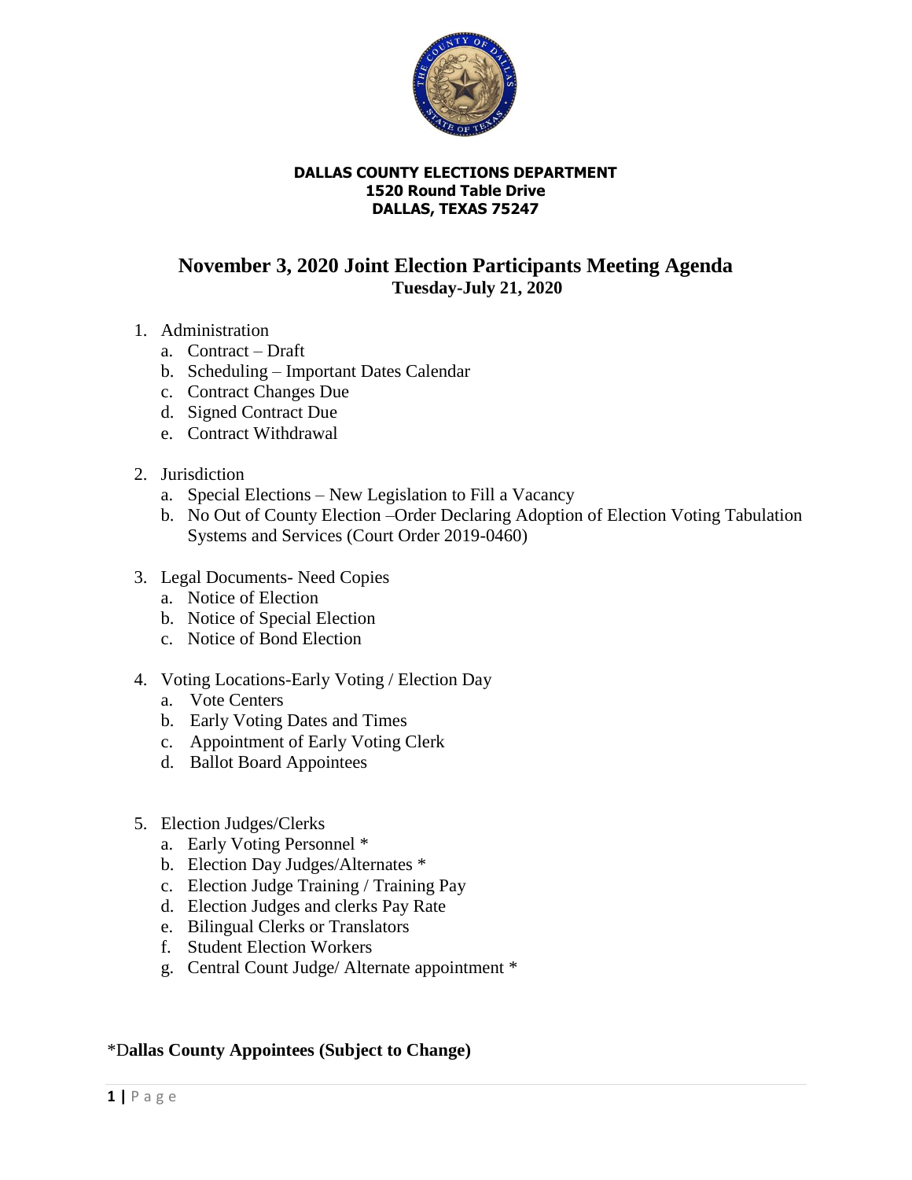**DALLAS COUNTY ELECTIONS DEPARTMENT**
**1520 Round Table Drive**
**DALLAS, TEXAS 75247**

# November 3, 2020 Joint Election Participants Meeting Agenda

## Tuesday-July 21, 2020

1. Administration
   a. Contract – Draft
   b. Scheduling – Important Dates Calendar
   c. Contract Changes Due
   d. Signed Contract Due
   e. Contract Withdrawal

2. Jurisdiction
   a. Special Elections – New Legislation to Fill a Vacancy
   b. No Out of County Election –Order Declaring Adoption of Election Voting Tabulation Systems and Services (Court Order 2019-0460)

3. Legal Documents- Need Copies
   a. Notice of Election
   b. Notice of Special Election
   c. Notice of Bond Election

4. Voting Locations-Early Voting / Election Day
   a. Vote Centers
   b. Early Voting Dates and Times
   c. Appointment of Early Voting Clerk
   d. Ballot Board Appointees

5. Election Judges/Clerks
   a. Early Voting Personnel *
   b. Election Day Judges/Alternates *
   c. Election Judge Training / Training Pay
   d. Election Judges and clerks Pay Rate
   e. Bilingual Clerks or Translators
   f. Student Election Workers
   g. Central Count Judge/ Alternate appointment *

*D**allas County Appointees (Subject to Change)**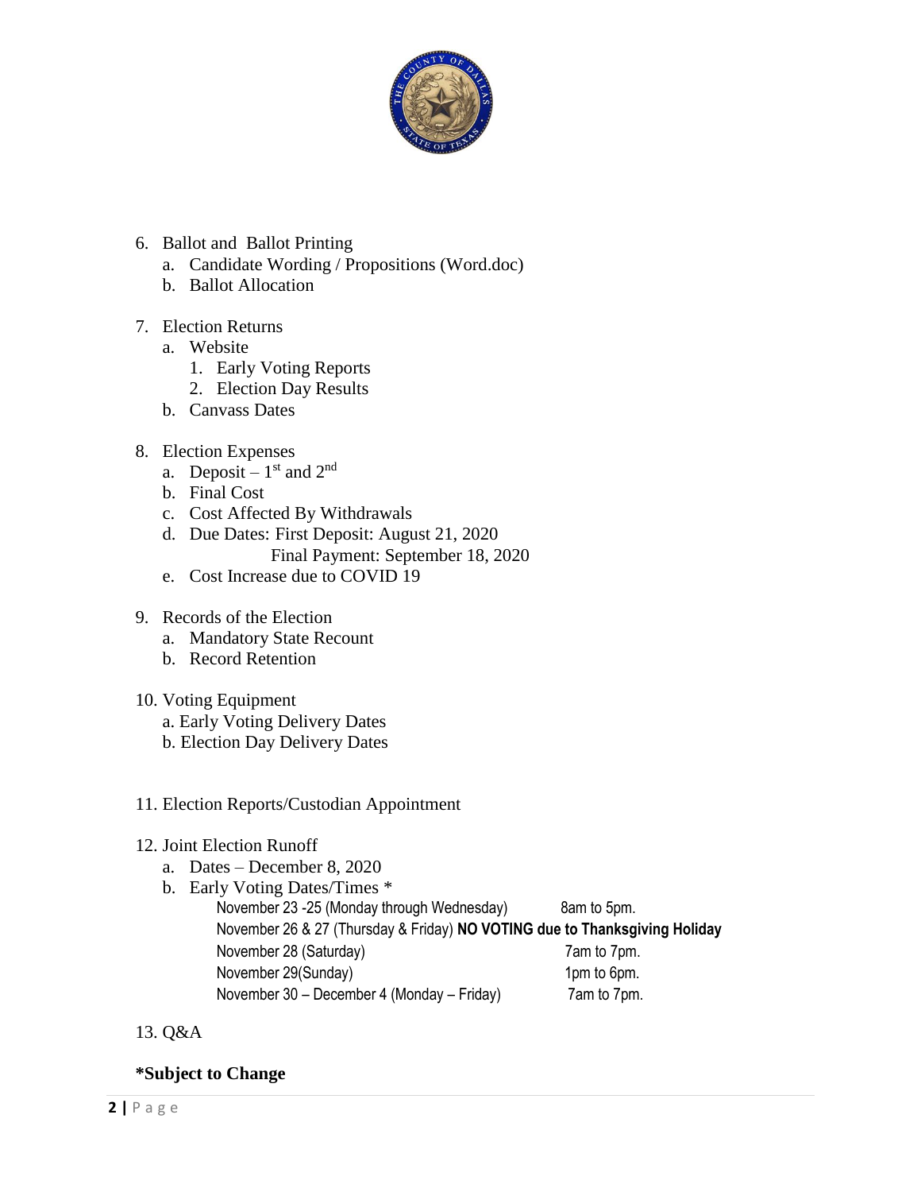6. Ballot and Ballot Printing
    a. Candidate Wording / Propositions (Word.doc)
    b. Ballot Allocation

7. Election Returns
    a. Website
        1. Early Voting Reports
        2. Election Day Results
    b. Canvass Dates

8. Election Expenses
    a. Deposit – 1st and 2nd
    b. Final Cost
    c. Cost Affected By Withdrawals
    d. Due Dates: First Deposit: August 21, 2020
       Final Payment: September 18, 2020
    e. Cost Increase due to COVID 19

9. Records of the Election
    a. Mandatory State Recount
    b. Record Retention

10. Voting Equipment
    a. Early Voting Delivery Dates
    b. Election Day Delivery Dates

11. Election Reports/Custodian Appointment

12. Joint Election Runoff
    a. Dates – December 8, 2020
    b. Early Voting Dates/Times *

| | |
|---|---|
| November 23 -25 (Monday through Wednesday) | 8am to 5pm. |
| November 26 & 27 (Thursday & Friday) **NO VOTING due to Thanksgiving Holiday** | |
| November 28 (Saturday) | 7am to 7pm. |
| November 29(Sunday) | 1pm to 6pm. |
| November 30 – December 4 (Monday – Friday) | 7am to 7pm. |

13. Q&A

**\*Subject to Change**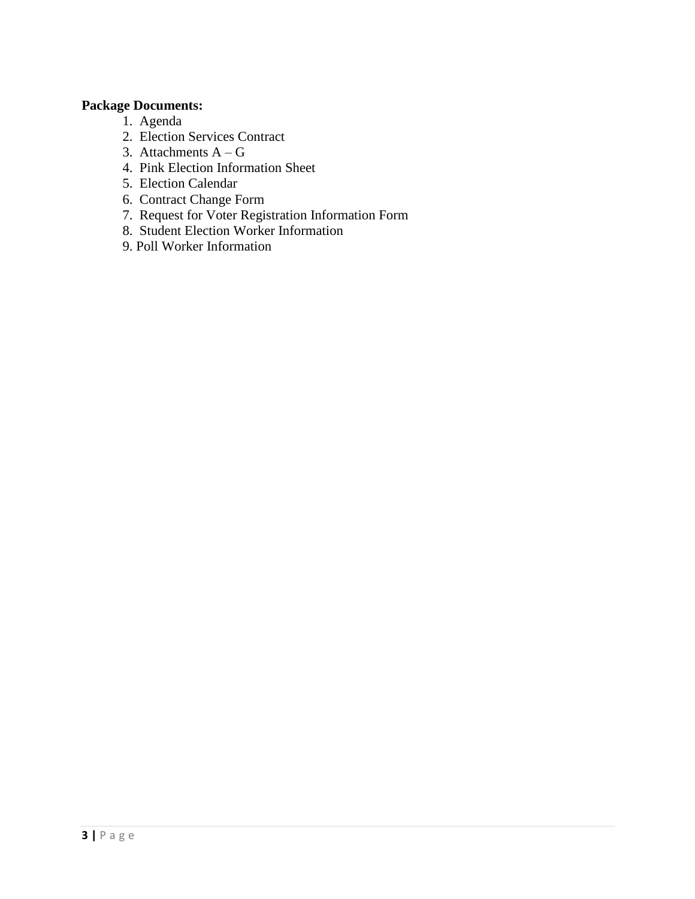**Package Documents:**

1. Agenda
2. Election Services Contract
3. Attachments A – G
4. Pink Election Information Sheet
5. Election Calendar
6. Contract Change Form
7. Request for Voter Registration Information Form
8. Student Election Worker Information
9. Poll Worker Information